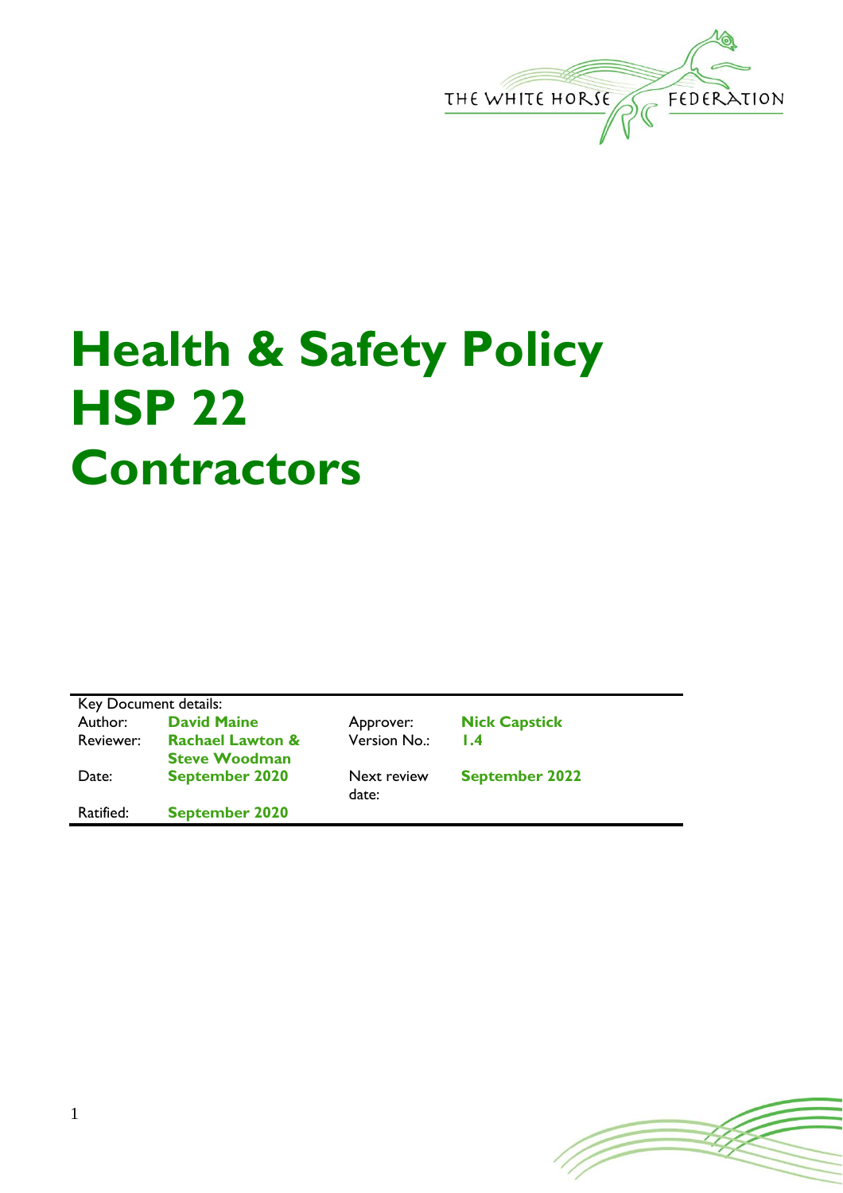THE WHITE HORSE FEDERATION

# Health & Safety Policy HSP 22 Contractors

| Key Document details: | | | |
|---|---|---|---|
| Author: | **David Maine** | Approver: | **Nick Capstick** |
| Reviewer: | **Rachael Lawton & Steve Woodman** | Version No.: | **1.4** |
| Date: | **September 2020** | Next review date: | **September 2022** |
| Ratified: | **September 2020** | | |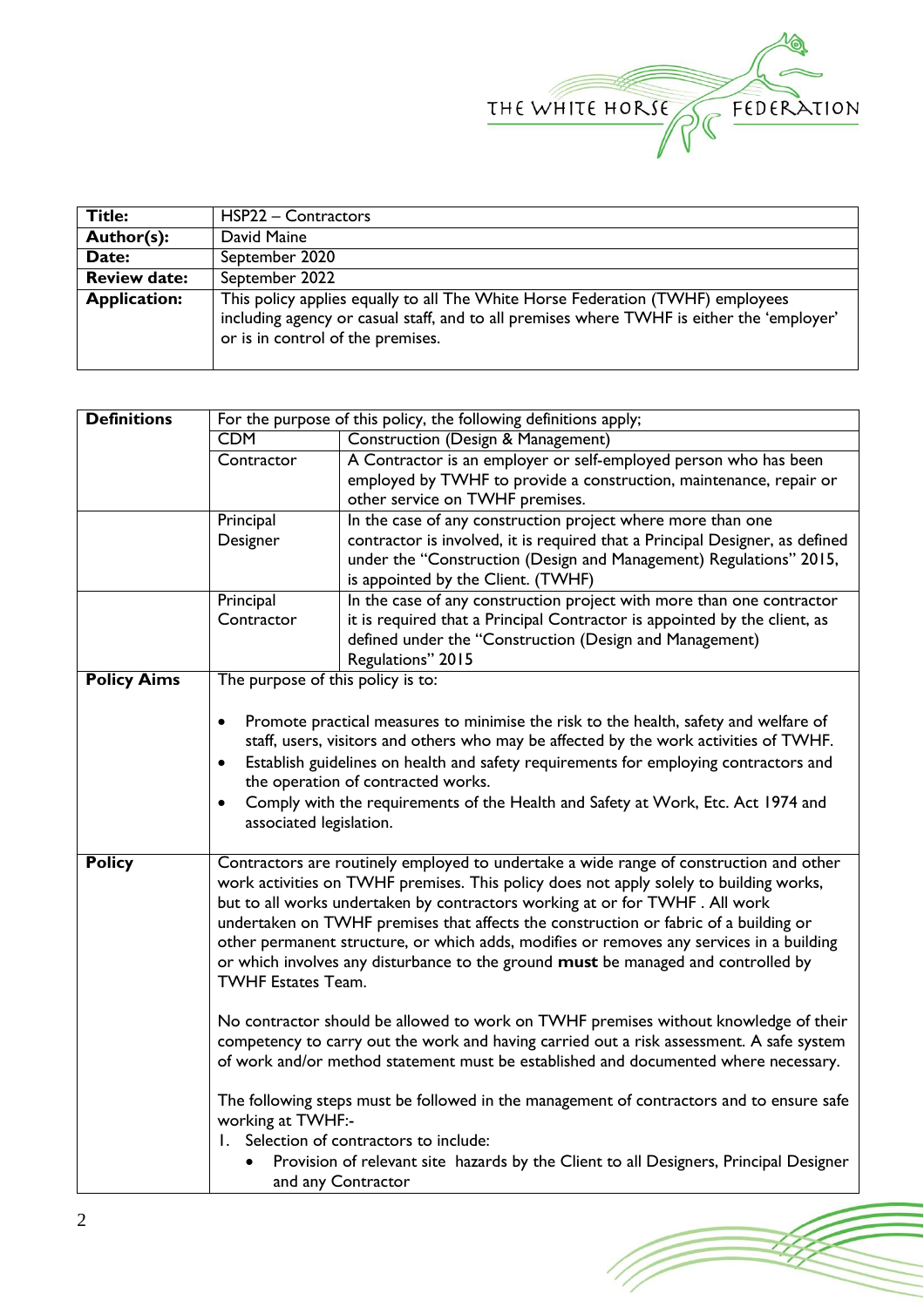| | |
|---|---|
| **Title:** | HSP22 – Contractors |
| **Author(s):** | David Maine |
| **Date:** | September 2020 |
| **Review date:** | September 2022 |
| **Application:** | This policy applies equally to all The White Horse Federation (TWHF) employees including agency or casual staff, and to all premises where TWHF is either the 'employer' or is in control of the premises. |

| | | |
|---|---|---|
| **Definitions** | For the purpose of this policy, the following definitions apply; | |
| | CDM | Construction (Design & Management) |
| | Contractor | A Contractor is an employer or self-employed person who has been employed by TWHF to provide a construction, maintenance, repair or other service on TWHF premises. |
| | Principal Designer | In the case of any construction project where more than one contractor is involved, it is required that a Principal Designer, as defined under the "Construction (Design and Management) Regulations" 2015, is appointed by the Client. (TWHF) |
| | Principal Contractor | In the case of any construction project with more than one contractor it is required that a Principal Contractor is appointed by the client, as defined under the "Construction (Design and Management) Regulations" 2015 |
| **Policy Aims** | The purpose of this policy is to:<br><br>• Promote practical measures to minimise the risk to the health, safety and welfare of staff, users, visitors and others who may be affected by the work activities of TWHF.<br>• Establish guidelines on health and safety requirements for employing contractors and the operation of contracted works.<br>• Comply with the requirements of the Health and Safety at Work, Etc. Act 1974 and associated legislation. | |
| **Policy** | Contractors are routinely employed to undertake a wide range of construction and other work activities on TWHF premises. This policy does not apply solely to building works, but to all works undertaken by contractors working at or for TWHF . All work undertaken on TWHF premises that affects the construction or fabric of a building or other permanent structure, or which adds, modifies or removes any services in a building or which involves any disturbance to the ground **must** be managed and controlled by TWHF Estates Team.<br><br>No contractor should be allowed to work on TWHF premises without knowledge of their competency to carry out the work and having carried out a risk assessment. A safe system of work and/or method statement must be established and documented where necessary.<br><br>The following steps must be followed in the management of contractors and to ensure safe working at TWHF:-<br>1. Selection of contractors to include:<br>• Provision of relevant site hazards by the Client to all Designers, Principal Designer and any Contractor | |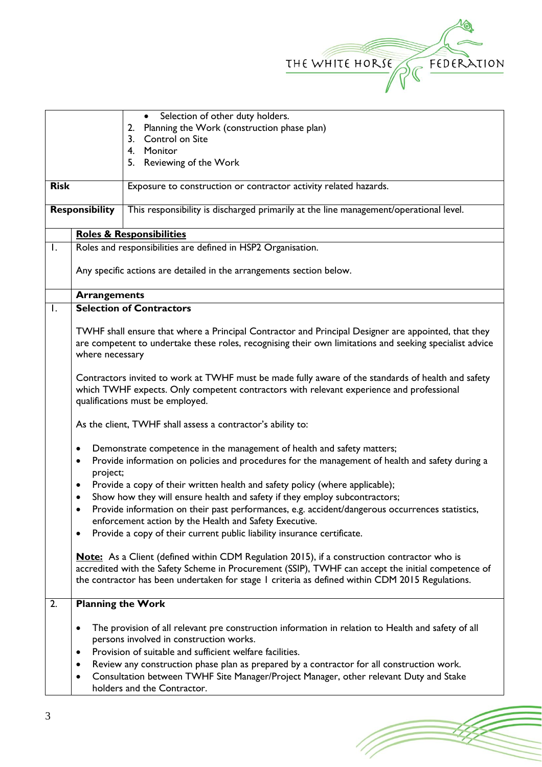| | |
|---|---|
| | • Selection of other duty holders.<br>2. Planning the Work (construction phase plan)<br>3. Control on Site<br>4. Monitor<br>5. Reviewing of the Work |
| **Risk** | Exposure to construction or contractor activity related hazards. |
| **Responsibility** | This responsibility is discharged primarily at the line management/operational level. |

| | |
|---|---|
| | **Roles & Responsibilities** |
| 1. | Roles and responsibilities are defined in HSP2 Organisation.<br><br>Any specific actions are detailed in the arrangements section below. |
| | **Arrangements** |
| 1. | **Selection of Contractors**<br><br>TWHF shall ensure that where a Principal Contractor and Principal Designer are appointed, that they are competent to undertake these roles, recognising their own limitations and seeking specialist advice where necessary<br><br>Contractors invited to work at TWHF must be made fully aware of the standards of health and safety which TWHF expects. Only competent contractors with relevant experience and professional qualifications must be employed.<br><br>As the client, TWHF shall assess a contractor's ability to:<br><br>• Demonstrate competence in the management of health and safety matters;<br>• Provide information on policies and procedures for the management of health and safety during a project;<br>• Provide a copy of their written health and safety policy (where applicable);<br>• Show how they will ensure health and safety if they employ subcontractors;<br>• Provide information on their past performances, e.g. accident/dangerous occurrences statistics, enforcement action by the Health and Safety Executive.<br>• Provide a copy of their current public liability insurance certificate.<br><br>**Note:** As a Client (defined within CDM Regulation 2015), if a construction contractor who is accredited with the Safety Scheme in Procurement (SSIP), TWHF can accept the initial competence of the contractor has been undertaken for stage 1 criteria as defined within CDM 2015 Regulations. |
| 2. | **Planning the Work**<br><br>• The provision of all relevant pre construction information in relation to Health and safety of all persons involved in construction works.<br>• Provision of suitable and sufficient welfare facilities.<br>• Review any construction phase plan as prepared by a contractor for all construction work.<br>• Consultation between TWHF Site Manager/Project Manager, other relevant Duty and Stake holders and the Contractor. |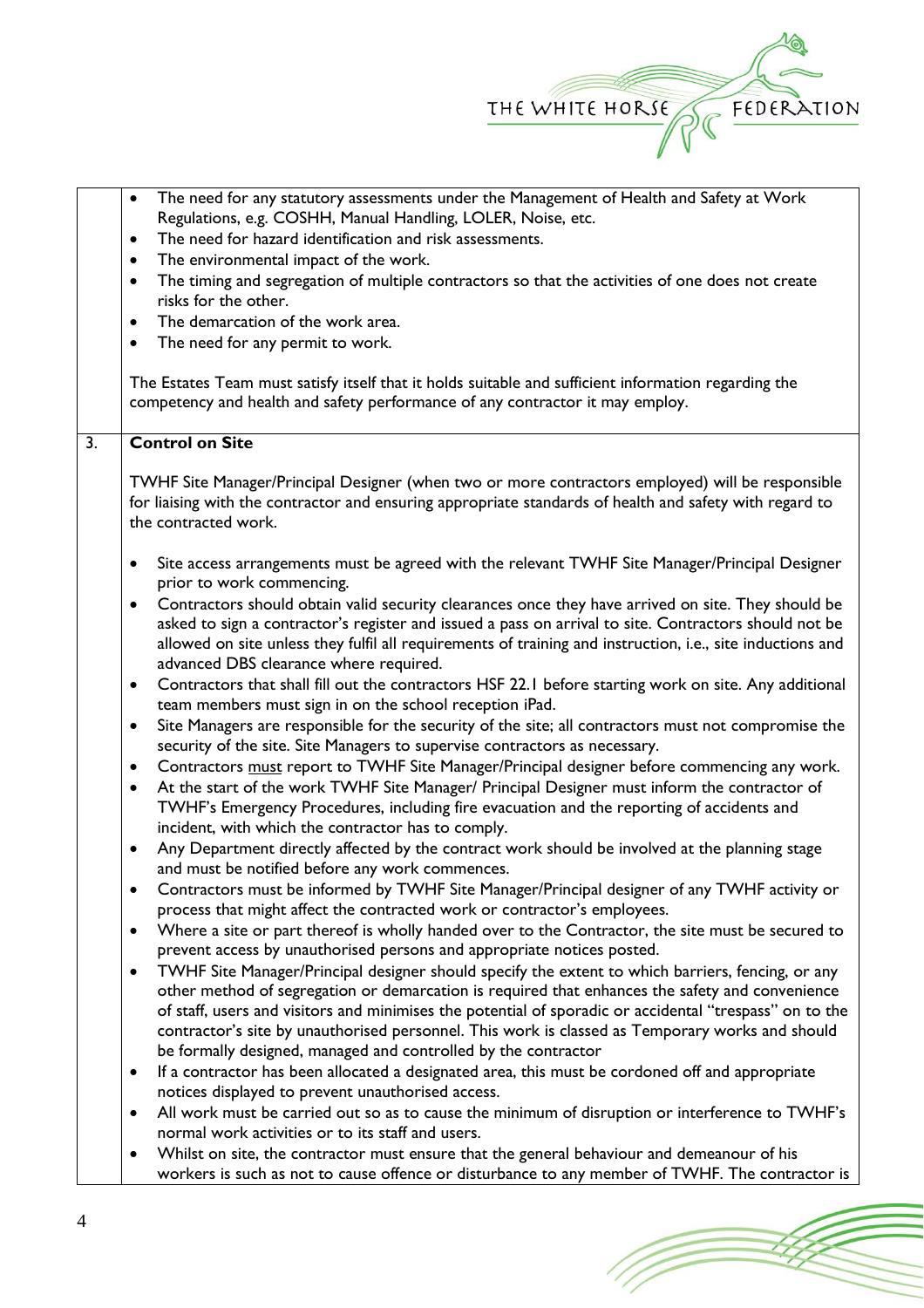- The need for any statutory assessments under the Management of Health and Safety at Work Regulations, e.g. COSHH, Manual Handling, LOLER, Noise, etc.
- The need for hazard identification and risk assessments.
- The environmental impact of the work.
- The timing and segregation of multiple contractors so that the activities of one does not create risks for the other.
- The demarcation of the work area.
- The need for any permit to work.

The Estates Team must satisfy itself that it holds suitable and sufficient information regarding the competency and health and safety performance of any contractor it may employ.

## 3. Control on Site

TWHF Site Manager/Principal Designer (when two or more contractors employed) will be responsible for liaising with the contractor and ensuring appropriate standards of health and safety with regard to the contracted work.

- Site access arrangements must be agreed with the relevant TWHF Site Manager/Principal Designer prior to work commencing.
- Contractors should obtain valid security clearances once they have arrived on site. They should be asked to sign a contractor's register and issued a pass on arrival to site. Contractors should not be allowed on site unless they fulfil all requirements of training and instruction, i.e., site inductions and advanced DBS clearance where required.
- Contractors that shall fill out the contractors HSF 22.1 before starting work on site. Any additional team members must sign in on the school reception iPad.
- Site Managers are responsible for the security of the site; all contractors must not compromise the security of the site. Site Managers to supervise contractors as necessary.
- Contractors <u>must</u> report to TWHF Site Manager/Principal designer before commencing any work.
- At the start of the work TWHF Site Manager/ Principal Designer must inform the contractor of TWHF's Emergency Procedures, including fire evacuation and the reporting of accidents and incident, with which the contractor has to comply.
- Any Department directly affected by the contract work should be involved at the planning stage and must be notified before any work commences.
- Contractors must be informed by TWHF Site Manager/Principal designer of any TWHF activity or process that might affect the contracted work or contractor's employees.
- Where a site or part thereof is wholly handed over to the Contractor, the site must be secured to prevent access by unauthorised persons and appropriate notices posted.
- TWHF Site Manager/Principal designer should specify the extent to which barriers, fencing, or any other method of segregation or demarcation is required that enhances the safety and convenience of staff, users and visitors and minimises the potential of sporadic or accidental "trespass" on to the contractor's site by unauthorised personnel. This work is classed as Temporary works and should be formally designed, managed and controlled by the contractor
- If a contractor has been allocated a designated area, this must be cordoned off and appropriate notices displayed to prevent unauthorised access.
- All work must be carried out so as to cause the minimum of disruption or interference to TWHF's normal work activities or to its staff and users.
- Whilst on site, the contractor must ensure that the general behaviour and demeanour of his workers is such as not to cause offence or disturbance to any member of TWHF. The contractor is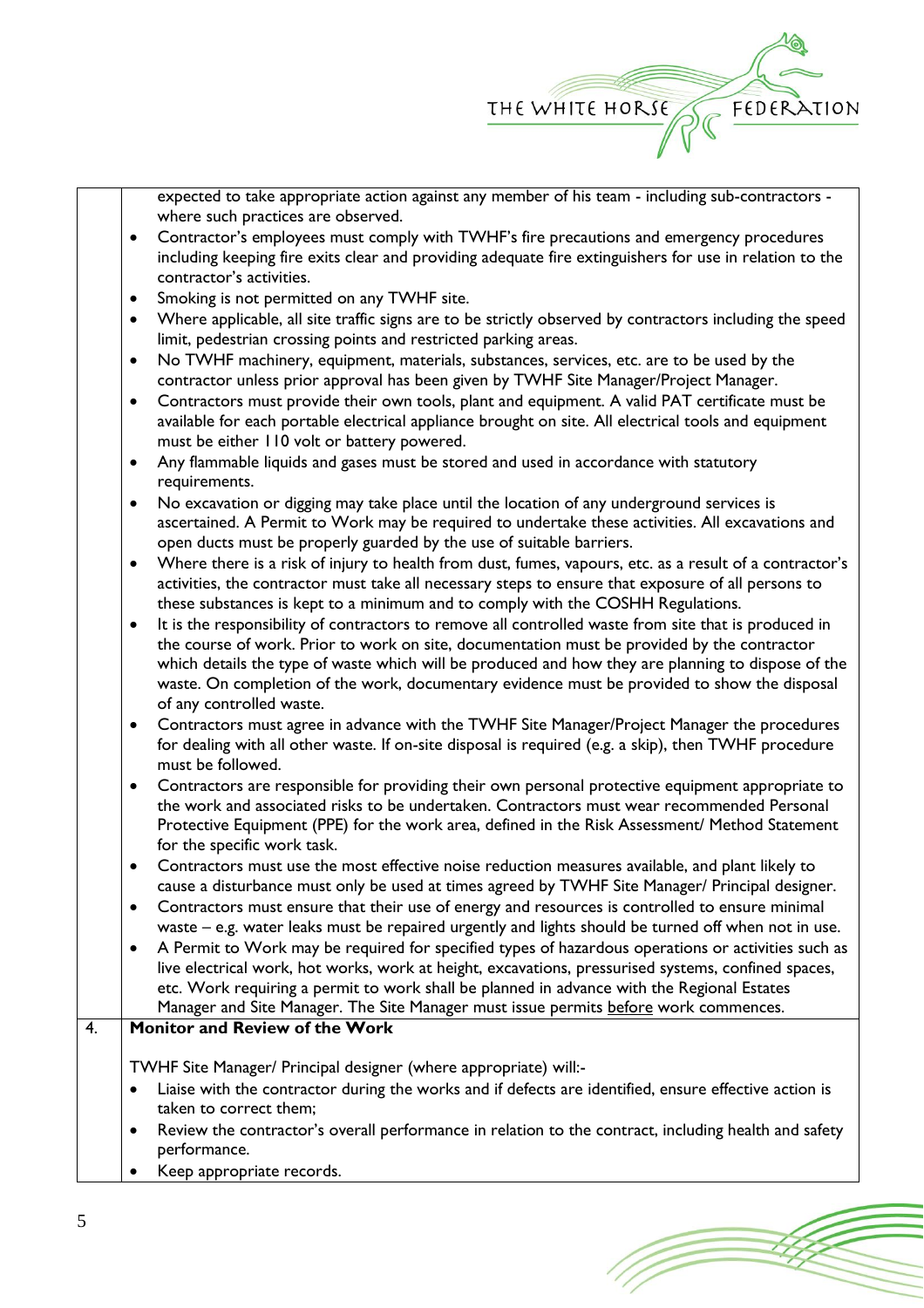| | |
|---|---|
| | expected to take appropriate action against any member of his team - including sub-contractors - where such practices are observed.<br>• Contractor's employees must comply with TWHF's fire precautions and emergency procedures including keeping fire exits clear and providing adequate fire extinguishers for use in relation to the contractor's activities.<br>• Smoking is not permitted on any TWHF site.<br>• Where applicable, all site traffic signs are to be strictly observed by contractors including the speed limit, pedestrian crossing points and restricted parking areas.<br>• No TWHF machinery, equipment, materials, substances, services, etc. are to be used by the contractor unless prior approval has been given by TWHF Site Manager/Project Manager.<br>• Contractors must provide their own tools, plant and equipment. A valid PAT certificate must be available for each portable electrical appliance brought on site. All electrical tools and equipment must be either 110 volt or battery powered.<br>• Any flammable liquids and gases must be stored and used in accordance with statutory requirements.<br>• No excavation or digging may take place until the location of any underground services is ascertained. A Permit to Work may be required to undertake these activities. All excavations and open ducts must be properly guarded by the use of suitable barriers.<br>• Where there is a risk of injury to health from dust, fumes, vapours, etc. as a result of a contractor's activities, the contractor must take all necessary steps to ensure that exposure of all persons to these substances is kept to a minimum and to comply with the COSHH Regulations.<br>• It is the responsibility of contractors to remove all controlled waste from site that is produced in the course of work. Prior to work on site, documentation must be provided by the contractor which details the type of waste which will be produced and how they are planning to dispose of the waste. On completion of the work, documentary evidence must be provided to show the disposal of any controlled waste.<br>• Contractors must agree in advance with the TWHF Site Manager/Project Manager the procedures for dealing with all other waste. If on-site disposal is required (e.g. a skip), then TWHF procedure must be followed.<br>• Contractors are responsible for providing their own personal protective equipment appropriate to the work and associated risks to be undertaken. Contractors must wear recommended Personal Protective Equipment (PPE) for the work area, defined in the Risk Assessment/ Method Statement for the specific work task.<br>• Contractors must use the most effective noise reduction measures available, and plant likely to cause a disturbance must only be used at times agreed by TWHF Site Manager/ Principal designer.<br>• Contractors must ensure that their use of energy and resources is controlled to ensure minimal waste – e.g. water leaks must be repaired urgently and lights should be turned off when not in use.<br>• A Permit to Work may be required for specified types of hazardous operations or activities such as live electrical work, hot works, work at height, excavations, pressurised systems, confined spaces, etc. Work requiring a permit to work shall be planned in advance with the Regional Estates Manager and Site Manager. The Site Manager must issue permits <u>before</u> work commences. |
| 4. | **Monitor and Review of the Work**<br><br>TWHF Site Manager/ Principal designer (where appropriate) will:-<br>• Liaise with the contractor during the works and if defects are identified, ensure effective action is taken to correct them;<br>• Review the contractor's overall performance in relation to the contract, including health and safety performance.<br>• Keep appropriate records. |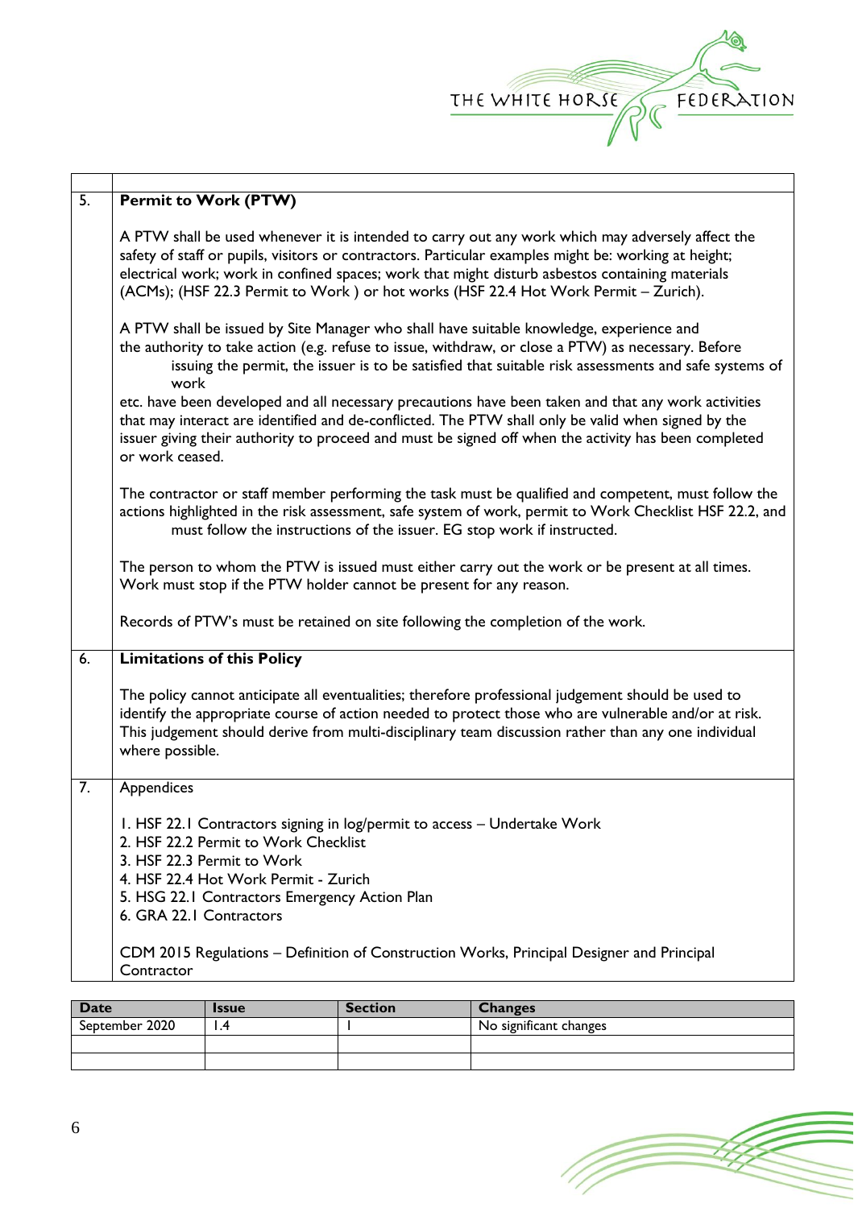## 5. Permit to Work (PTW)

A PTW shall be used whenever it is intended to carry out any work which may adversely affect the safety of staff or pupils, visitors or contractors. Particular examples might be: working at height; electrical work; work in confined spaces; work that might disturb asbestos containing materials (ACMs); (HSF 22.3 Permit to Work ) or hot works (HSF 22.4 Hot Work Permit – Zurich).

A PTW shall be issued by Site Manager who shall have suitable knowledge, experience and the authority to take action (e.g. refuse to issue, withdraw, or close a PTW) as necessary. Before issuing the permit, the issuer is to be satisfied that suitable risk assessments and safe systems of work etc. have been developed and all necessary precautions have been taken and that any work activities that may interact are identified and de-conflicted. The PTW shall only be valid when signed by the issuer giving their authority to proceed and must be signed off when the activity has been completed or work ceased.

The contractor or staff member performing the task must be qualified and competent, must follow the actions highlighted in the risk assessment, safe system of work, permit to Work Checklist HSF 22.2, and must follow the instructions of the issuer. EG stop work if instructed.

The person to whom the PTW is issued must either carry out the work or be present at all times. Work must stop if the PTW holder cannot be present for any reason.

Records of PTW's must be retained on site following the completion of the work.

## 6. Limitations of this Policy

The policy cannot anticipate all eventualities; therefore professional judgement should be used to identify the appropriate course of action needed to protect those who are vulnerable and/or at risk. This judgement should derive from multi-disciplinary team discussion rather than any one individual where possible.

## 7. Appendices

1. HSF 22.1 Contractors signing in log/permit to access – Undertake Work
2. HSF 22.2 Permit to Work Checklist
3. HSF 22.3 Permit to Work
4. HSF 22.4 Hot Work Permit - Zurich
5. HSG 22.1 Contractors Emergency Action Plan
6. GRA 22.1 Contractors

CDM 2015 Regulations – Definition of Construction Works, Principal Designer and Principal Contractor

| Date | Issue | Section | Changes |
|---|---|---|---|
| September 2020 | 1.4 | 1 | No significant changes |
| | | | |
| | | | |